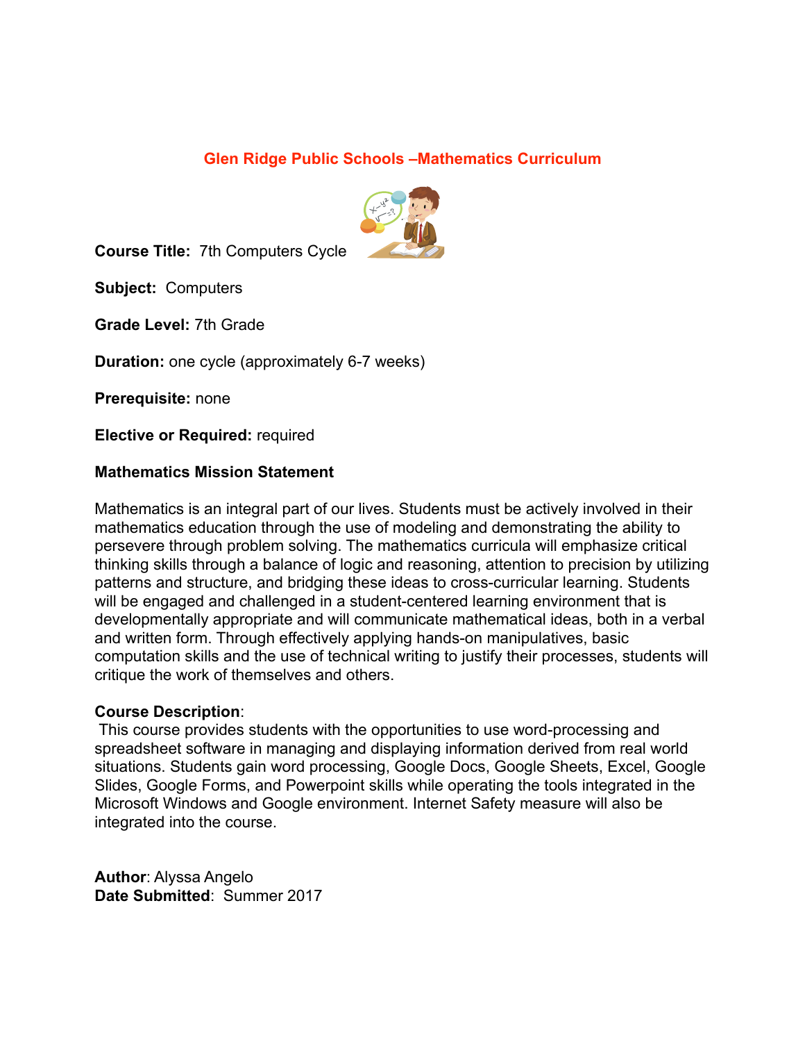# Glen Ridge Public Schools –Mathematics Curriculum

**Course Title:** 7th Computers Cycle

**Subject:** Computers

**Grade Level:** 7th Grade

**Duration:** one cycle (approximately 6-7 weeks)

**Prerequisite:** none

**Elective or Required:** required

**Mathematics Mission Statement**

Mathematics is an integral part of our lives. Students must be actively involved in their mathematics education through the use of modeling and demonstrating the ability to persevere through problem solving. The mathematics curricula will emphasize critical thinking skills through a balance of logic and reasoning, attention to precision by utilizing patterns and structure, and bridging these ideas to cross-curricular learning. Students will be engaged and challenged in a student-centered learning environment that is developmentally appropriate and will communicate mathematical ideas, both in a verbal and written form. Through effectively applying hands-on manipulatives, basic computation skills and the use of technical writing to justify their processes, students will critique the work of themselves and others.

**Course Description**:

This course provides students with the opportunities to use word-processing and spreadsheet software in managing and displaying information derived from real world situations. Students gain word processing, Google Docs, Google Sheets, Excel, Google Slides, Google Forms, and Powerpoint skills while operating the tools integrated in the Microsoft Windows and Google environment. Internet Safety measure will also be integrated into the course.

**Author**: Alyssa Angelo
**Date Submitted**: Summer 2017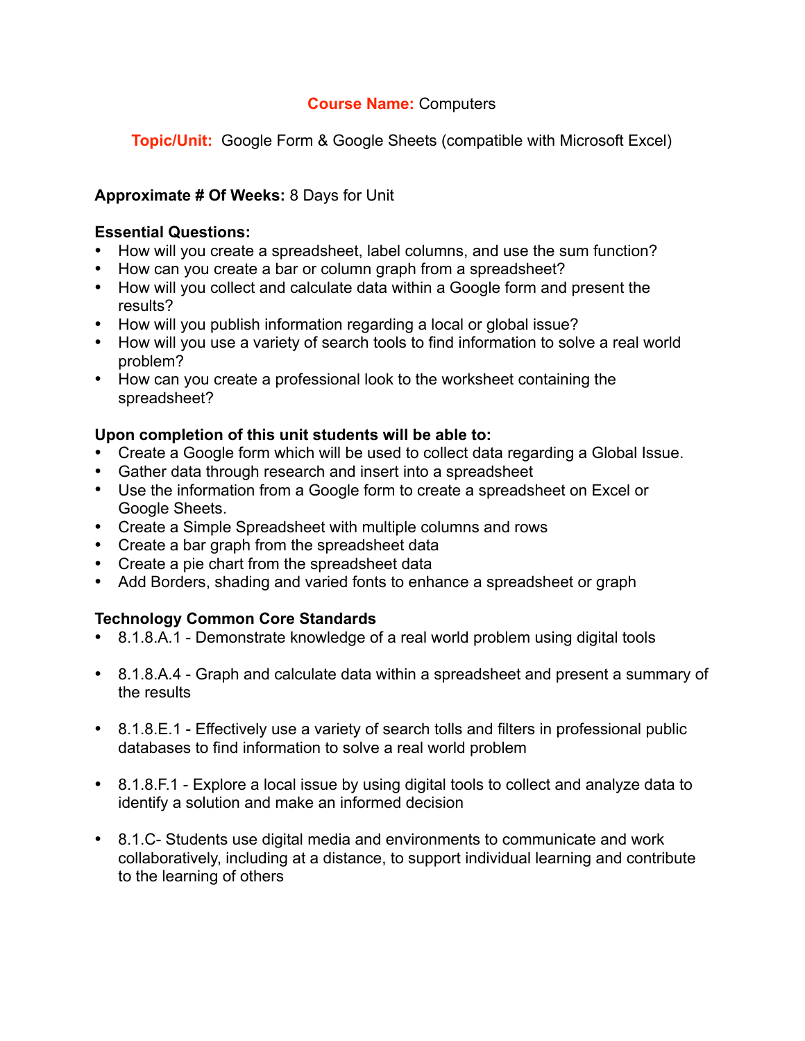**Course Name:** Computers

**Topic/Unit:** Google Form & Google Sheets (compatible with Microsoft Excel)

**Approximate # Of Weeks:** 8 Days for Unit

**Essential Questions:**

- How will you create a spreadsheet, label columns, and use the sum function?
- How can you create a bar or column graph from a spreadsheet?
- How will you collect and calculate data within a Google form and present the results?
- How will you publish information regarding a local or global issue?
- How will you use a variety of search tools to find information to solve a real world problem?
- How can you create a professional look to the worksheet containing the spreadsheet?

**Upon completion of this unit students will be able to:**

- Create a Google form which will be used to collect data regarding a Global Issue.
- Gather data through research and insert into a spreadsheet
- Use the information from a Google form to create a spreadsheet on Excel or Google Sheets.
- Create a Simple Spreadsheet with multiple columns and rows
- Create a bar graph from the spreadsheet data
- Create a pie chart from the spreadsheet data
- Add Borders, shading and varied fonts to enhance a spreadsheet or graph

**Technology Common Core Standards**

- 8.1.8.A.1 - Demonstrate knowledge of a real world problem using digital tools
- 8.1.8.A.4 - Graph and calculate data within a spreadsheet and present a summary of the results
- 8.1.8.E.1 - Effectively use a variety of search tolls and filters in professional public databases to find information to solve a real world problem
- 8.1.8.F.1 - Explore a local issue by using digital tools to collect and analyze data to identify a solution and make an informed decision
- 8.1.C- Students use digital media and environments to communicate and work collaboratively, including at a distance, to support individual learning and contribute to the learning of others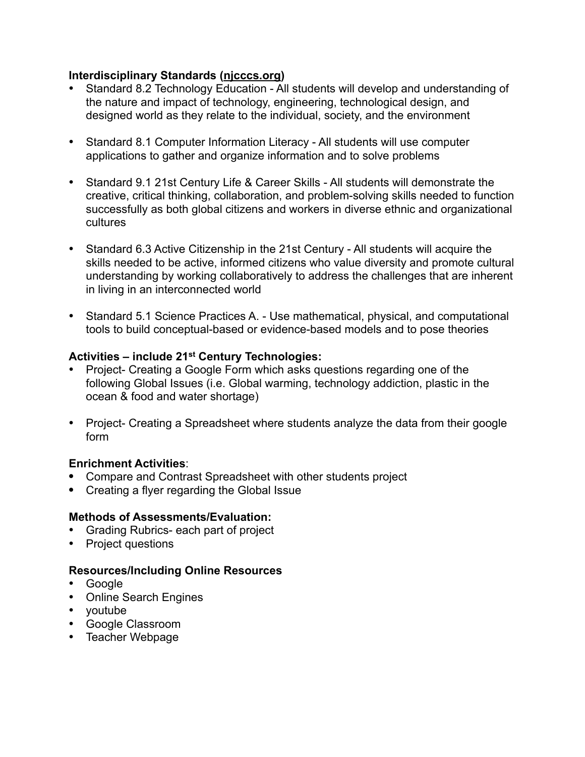**Interdisciplinary Standards (njcccs.org)**

- Standard 8.2 Technology Education - All students will develop and understanding of the nature and impact of technology, engineering, technological design, and designed world as they relate to the individual, society, and the environment
- Standard 8.1 Computer Information Literacy - All students will use computer applications to gather and organize information and to solve problems
- Standard 9.1 21st Century Life & Career Skills - All students will demonstrate the creative, critical thinking, collaboration, and problem-solving skills needed to function successfully as both global citizens and workers in diverse ethnic and organizational cultures
- Standard 6.3 Active Citizenship in the 21st Century - All students will acquire the skills needed to be active, informed citizens who value diversity and promote cultural understanding by working collaboratively to address the challenges that are inherent in living in an interconnected world
- Standard 5.1 Science Practices A. - Use mathematical, physical, and computational tools to build conceptual-based or evidence-based models and to pose theories

**Activities – include 21st Century Technologies:**

- Project- Creating a Google Form which asks questions regarding one of the following Global Issues (i.e. Global warming, technology addiction, plastic in the ocean & food and water shortage)
- Project- Creating a Spreadsheet where students analyze the data from their google form

**Enrichment Activities**:

- Compare and Contrast Spreadsheet with other students project
- Creating a flyer regarding the Global Issue

**Methods of Assessments/Evaluation:**

- Grading Rubrics- each part of project
- Project questions

**Resources/Including Online Resources**

- Google
- Online Search Engines
- youtube
- Google Classroom
- Teacher Webpage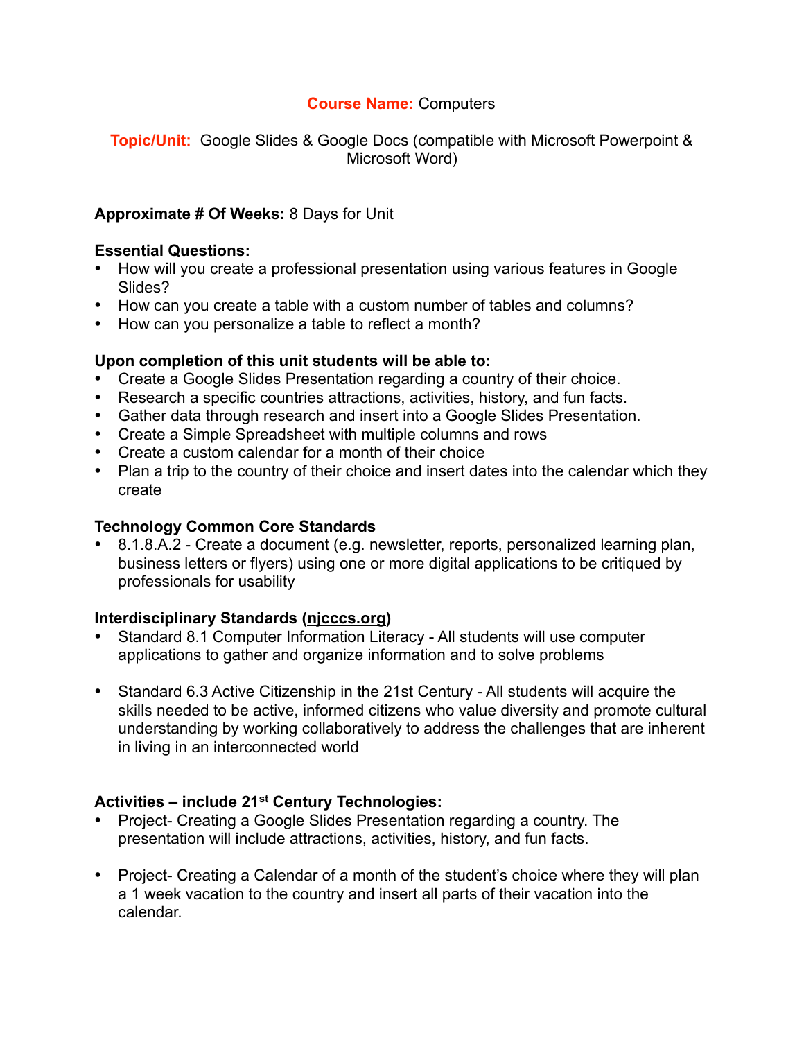**Course Name:** Computers

**Topic/Unit:** Google Slides & Google Docs (compatible with Microsoft Powerpoint & Microsoft Word)

**Approximate # Of Weeks:** 8 Days for Unit

**Essential Questions:**

- How will you create a professional presentation using various features in Google Slides?
- How can you create a table with a custom number of tables and columns?
- How can you personalize a table to reflect a month?

**Upon completion of this unit students will be able to:**

- Create a Google Slides Presentation regarding a country of their choice.
- Research a specific countries attractions, activities, history, and fun facts.
- Gather data through research and insert into a Google Slides Presentation.
- Create a Simple Spreadsheet with multiple columns and rows
- Create a custom calendar for a month of their choice
- Plan a trip to the country of their choice and insert dates into the calendar which they create

**Technology Common Core Standards**

- 8.1.8.A.2 - Create a document (e.g. newsletter, reports, personalized learning plan, business letters or flyers) using one or more digital applications to be critiqued by professionals for usability

**Interdisciplinary Standards (njcccs.org)**

- Standard 8.1 Computer Information Literacy - All students will use computer applications to gather and organize information and to solve problems
- Standard 6.3 Active Citizenship in the 21st Century - All students will acquire the skills needed to be active, informed citizens who value diversity and promote cultural understanding by working collaboratively to address the challenges that are inherent in living in an interconnected world

**Activities – include 21st Century Technologies:**

- Project- Creating a Google Slides Presentation regarding a country. The presentation will include attractions, activities, history, and fun facts.
- Project- Creating a Calendar of a month of the student's choice where they will plan a 1 week vacation to the country and insert all parts of their vacation into the calendar.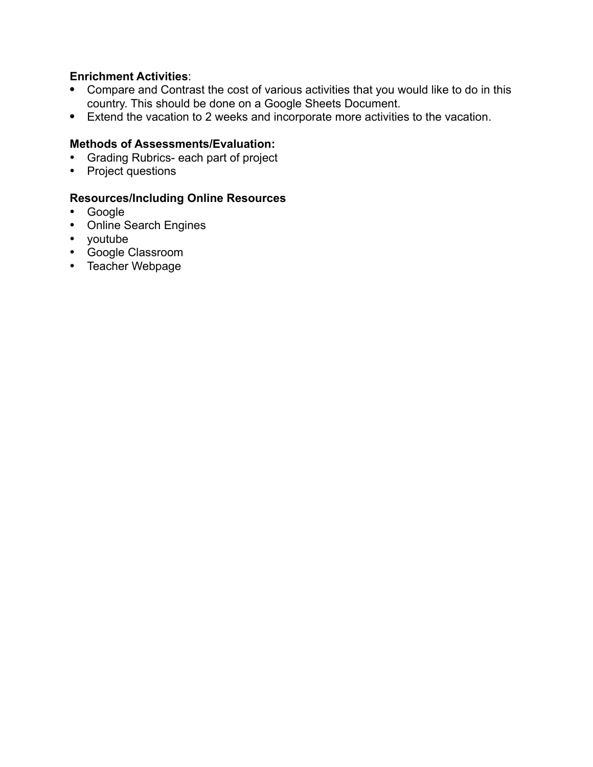**Enrichment Activities**:

- Compare and Contrast the cost of various activities that you would like to do in this country. This should be done on a Google Sheets Document.
- Extend the vacation to 2 weeks and incorporate more activities to the vacation.

**Methods of Assessments/Evaluation:**

- Grading Rubrics- each part of project
- Project questions

**Resources/Including Online Resources**

- Google
- Online Search Engines
- youtube
- Google Classroom
- Teacher Webpage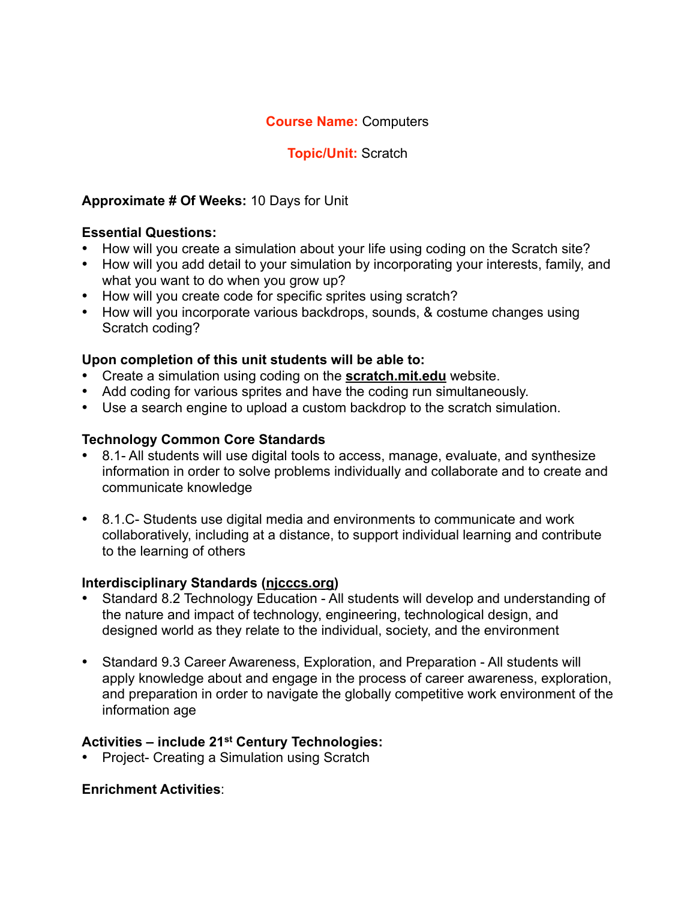**Course Name:** Computers

**Topic/Unit:** Scratch

**Approximate # Of Weeks:** 10 Days for Unit

**Essential Questions:**

- How will you create a simulation about your life using coding on the Scratch site?
- How will you add detail to your simulation by incorporating your interests, family, and what you want to do when you grow up?
- How will you create code for specific sprites using scratch?
- How will you incorporate various backdrops, sounds, & costume changes using Scratch coding?

**Upon completion of this unit students will be able to:**

- Create a simulation using coding on the **scratch.mit.edu** website.
- Add coding for various sprites and have the coding run simultaneously.
- Use a search engine to upload a custom backdrop to the scratch simulation.

**Technology Common Core Standards**

- 8.1- All students will use digital tools to access, manage, evaluate, and synthesize information in order to solve problems individually and collaborate and to create and communicate knowledge

- 8.1.C- Students use digital media and environments to communicate and work collaboratively, including at a distance, to support individual learning and contribute to the learning of others

**Interdisciplinary Standards (njcccs.org)**

- Standard 8.2 Technology Education - All students will develop and understanding of the nature and impact of technology, engineering, technological design, and designed world as they relate to the individual, society, and the environment

- Standard 9.3 Career Awareness, Exploration, and Preparation - All students will apply knowledge about and engage in the process of career awareness, exploration, and preparation in order to navigate the globally competitive work environment of the information age

**Activities – include 21st Century Technologies:**

- Project- Creating a Simulation using Scratch

**Enrichment Activities**: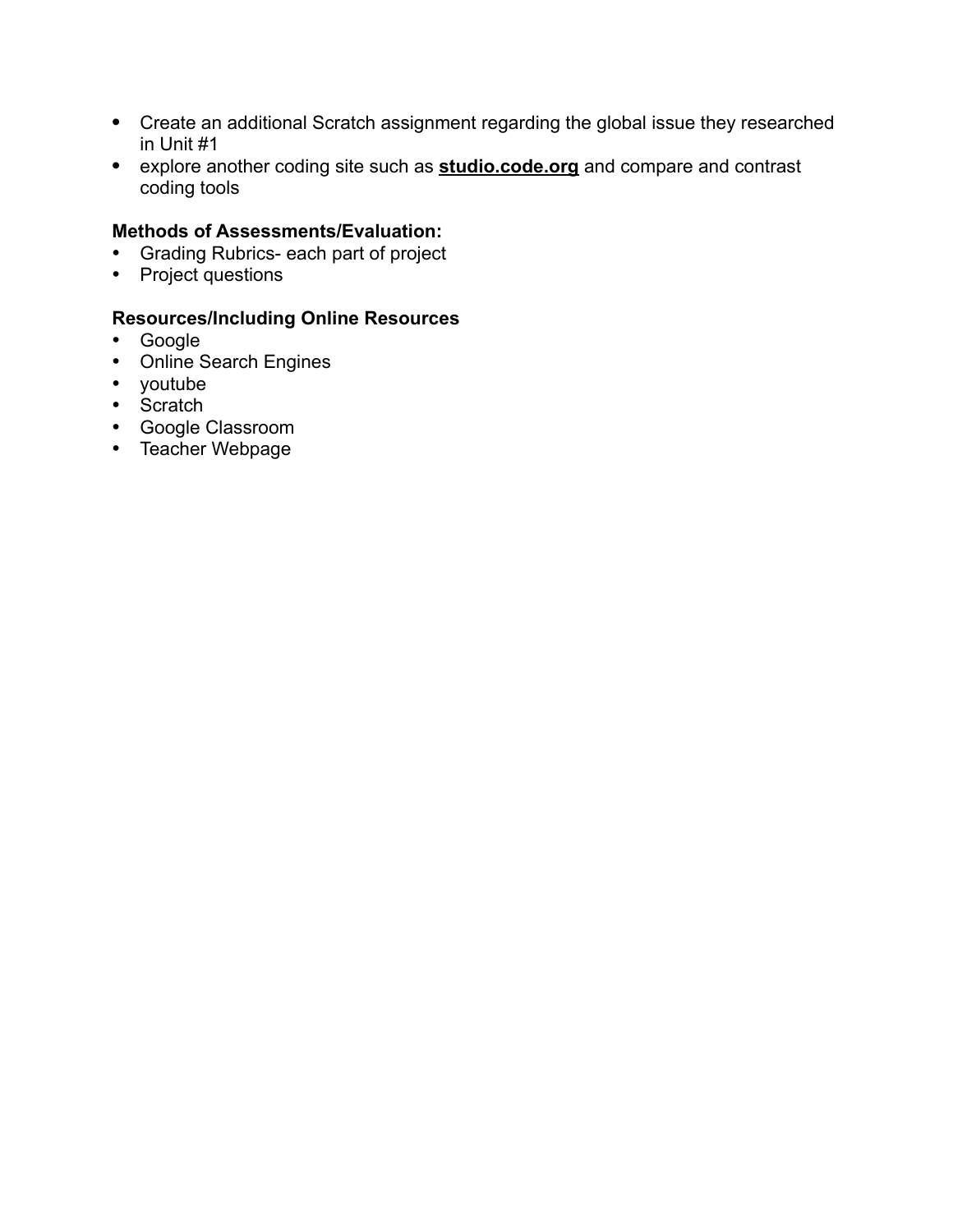- Create an additional Scratch assignment regarding the global issue they researched in Unit #1
- explore another coding site such as **studio.code.org** and compare and contrast coding tools

**Methods of Assessments/Evaluation:**

- Grading Rubrics- each part of project
- Project questions

**Resources/Including Online Resources**

- Google
- Online Search Engines
- youtube
- Scratch
- Google Classroom
- Teacher Webpage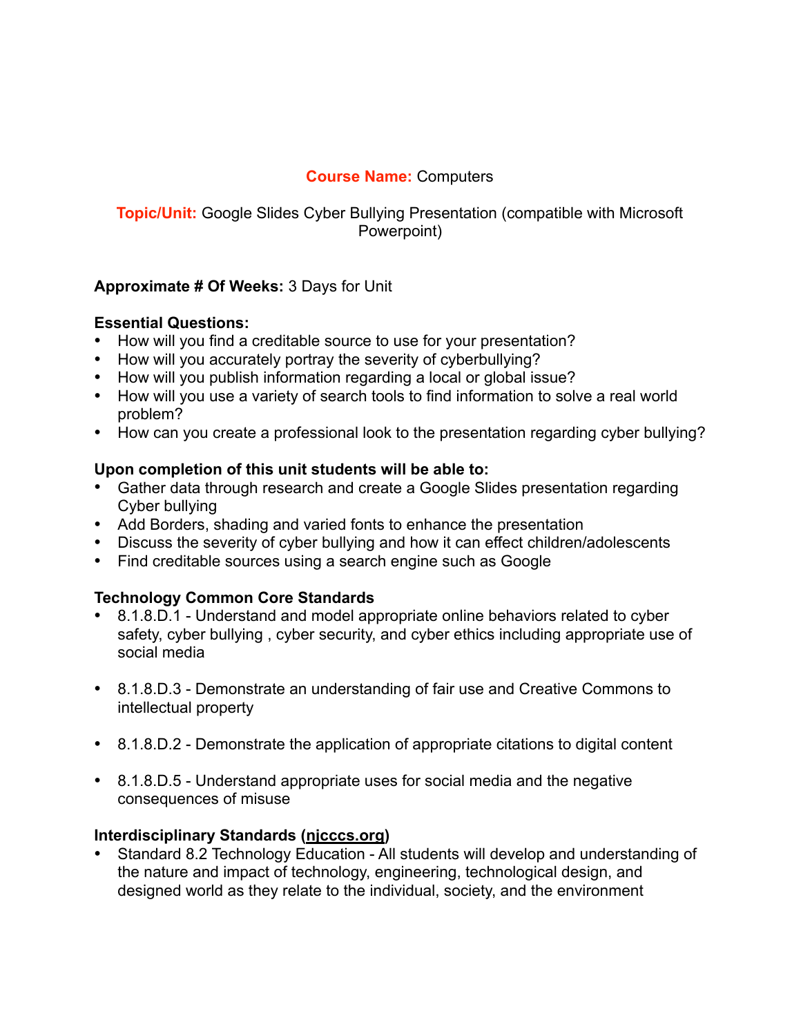**Course Name:** Computers

**Topic/Unit:** Google Slides Cyber Bullying Presentation (compatible with Microsoft Powerpoint)

**Approximate # Of Weeks:** 3 Days for Unit

**Essential Questions:**

- How will you find a creditable source to use for your presentation?
- How will you accurately portray the severity of cyberbullying?
- How will you publish information regarding a local or global issue?
- How will you use a variety of search tools to find information to solve a real world problem?
- How can you create a professional look to the presentation regarding cyber bullying?

**Upon completion of this unit students will be able to:**

- Gather data through research and create a Google Slides presentation regarding Cyber bullying
- Add Borders, shading and varied fonts to enhance the presentation
- Discuss the severity of cyber bullying and how it can effect children/adolescents
- Find creditable sources using a search engine such as Google

**Technology Common Core Standards**

- 8.1.8.D.1 - Understand and model appropriate online behaviors related to cyber safety, cyber bullying , cyber security, and cyber ethics including appropriate use of social media

- 8.1.8.D.3 - Demonstrate an understanding of fair use and Creative Commons to intellectual property

- 8.1.8.D.2 - Demonstrate the application of appropriate citations to digital content

- 8.1.8.D.5 - Understand appropriate uses for social media and the negative consequences of misuse

**Interdisciplinary Standards (njcccs.org)**

- Standard 8.2 Technology Education - All students will develop and understanding of the nature and impact of technology, engineering, technological design, and designed world as they relate to the individual, society, and the environment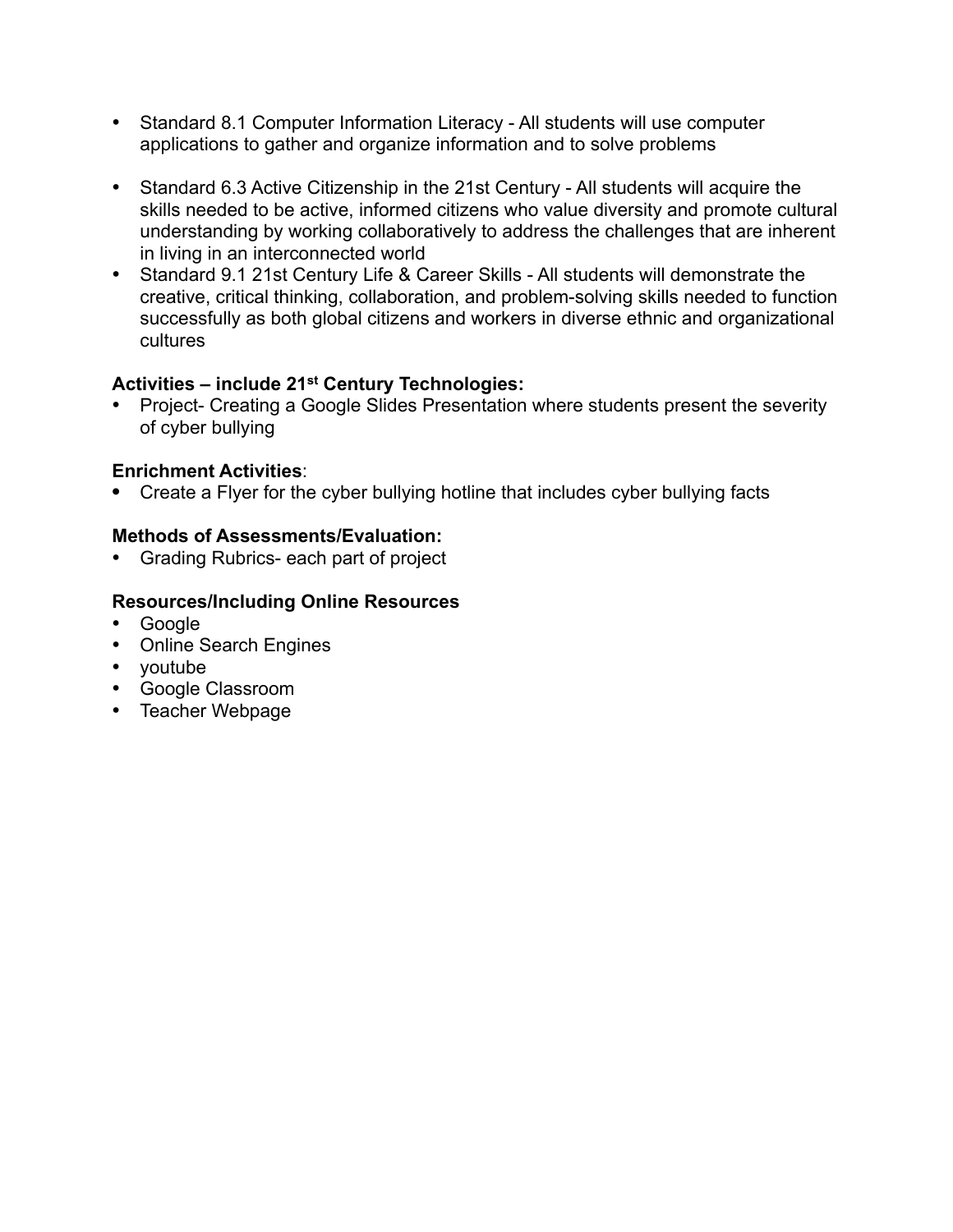- Standard 8.1 Computer Information Literacy - All students will use computer applications to gather and organize information and to solve problems

- Standard 6.3 Active Citizenship in the 21st Century - All students will acquire the skills needed to be active, informed citizens who value diversity and promote cultural understanding by working collaboratively to address the challenges that are inherent in living in an interconnected world
- Standard 9.1 21st Century Life & Career Skills - All students will demonstrate the creative, critical thinking, collaboration, and problem-solving skills needed to function successfully as both global citizens and workers in diverse ethnic and organizational cultures

**Activities – include 21st Century Technologies:**

- Project- Creating a Google Slides Presentation where students present the severity of cyber bullying

**Enrichment Activities**:

- Create a Flyer for the cyber bullying hotline that includes cyber bullying facts

**Methods of Assessments/Evaluation:**

- Grading Rubrics- each part of project

**Resources/Including Online Resources**

- Google
- Online Search Engines
- youtube
- Google Classroom
- Teacher Webpage